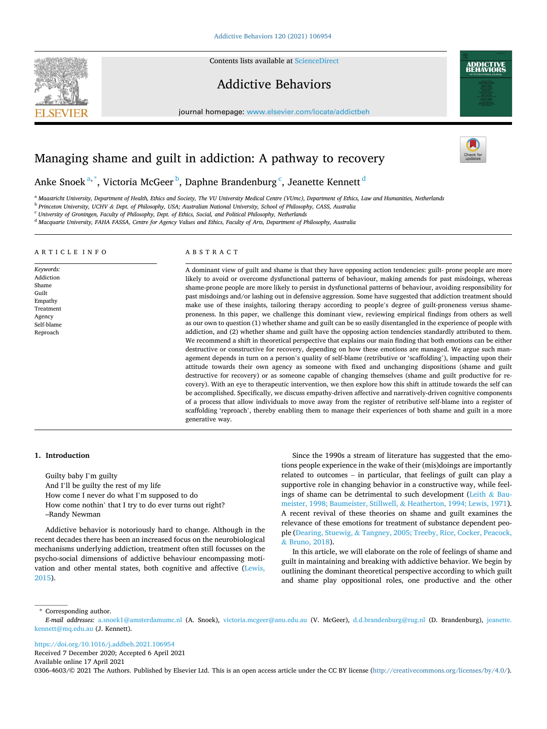# Managing shame and guilt in addiction: A pathway to recovery

Anke Snoek [a,*], Victoria McGeer [b], Daphne Brandenburg [c], Jeanette Kennett [d]

[a] Maastricht University, Department of Health, Ethics and Society, The VU University Medical Centre (VUmc), Department of Ethics, Law and Humanities, Netherlands
[b] Princeton University, UCHV & Dept. of Philosophy, USA; Australian National University, School of Philosophy, CASS, Australia
[c] University of Groningen, Faculty of Philosophy, Dept. of Ethics, Social, and Political Philosophy, Netherlands
[d] Macquarie University, FAHA FASSA, Centre for Agency Values and Ethics, Faculty of Arts, Department of Philosophy, Australia

## ARTICLE INFO

*Keywords:*
Addiction
Shame
Guilt
Empathy
Treatment
Agency
Self-blame
Reproach

## ABSTRACT

A dominant view of guilt and shame is that they have opposing action tendencies: guilt- prone people are more likely to avoid or overcome dysfunctional patterns of behaviour, making amends for past misdoings, whereas shame-prone people are more likely to persist in dysfunctional patterns of behaviour, avoiding responsibility for past misdoings and/or lashing out in defensive aggression. Some have suggested that addiction treatment should make use of these insights, tailoring therapy according to people's degree of guilt-proneness versus shame-proneness. In this paper, we challenge this dominant view, reviewing empirical findings from others as well as our own to question (1) whether shame and guilt can be so easily disentangled in the experience of people with addiction, and (2) whether shame and guilt have the opposing action tendencies standardly attributed to them. We recommend a shift in theoretical perspective that explains our main finding that both emotions can be either destructive or constructive for recovery, depending on how these emotions are managed. We argue such management depends in turn on a person's quality of self-blame (retributive or 'scaffolding'), impacting upon their attitude towards their own agency as someone with fixed and unchanging dispositions (shame and guilt destructive for recovery) or as someone capable of changing themselves (shame and guilt productive for recovery). With an eye to therapeutic intervention, we then explore how this shift in attitude towards the self can be accomplished. Specifically, we discuss empathy-driven affective and narratively-driven cognitive components of a process that allow individuals to move away from the register of retributive self-blame into a register of scaffolding 'reproach', thereby enabling them to manage their experiences of both shame and guilt in a more generative way.

## 1. Introduction

Guilty baby I'm guilty
And I'll be guilty the rest of my life
How come I never do what I'm supposed to do
How come nothin' that I try to do ever turns out right?
–Randy Newman

Addictive behavior is notoriously hard to change. Although in the recent decades there has been an increased focus on the neurobiological mechanisms underlying addiction, treatment often still focusses on the psycho-social dimensions of addictive behaviour encompassing motivation and other mental states, both cognitive and affective (Lewis, 2015).

Since the 1990s a stream of literature has suggested that the emotions people experience in the wake of their (mis)doings are importantly related to outcomes – in particular, that feelings of guilt can play a supportive role in changing behavior in a constructive way, while feelings of shame can be detrimental to such development (Leith & Baumeister, 1998; Baumeister, Stillwell, & Heatherton, 1994; Lewis, 1971). A recent revival of these theories on shame and guilt examines the relevance of these emotions for treatment of substance dependent people (Dearing, Stuewig, & Tangney, 2005; Treeby, Rice, Cocker, Peacock, & Bruno, 2018).

In this article, we will elaborate on the role of feelings of shame and guilt in maintaining and breaking with addictive behavior. We begin by outlining the dominant theoretical perspective according to which guilt and shame play oppositional roles, one productive and the other

---

* Corresponding author.
*E-mail addresses:* a.snoek1@amsterdamumc.nl (A. Snoek), victoria.mcgeer@anu.edu.au (V. McGeer), d.d.brandenburg@rug.nl (D. Brandenburg), jeanette.kennett@mq.edu.au (J. Kennett).

https://doi.org/10.1016/j.addbeh.2021.106954
Received 7 December 2020; Accepted 6 April 2021
Available online 17 April 2021
0306-4603/© 2021 The Authors. Published by Elsevier Ltd. This is an open access article under the CC BY license (http://creativecommons.org/licenses/by/4.0/).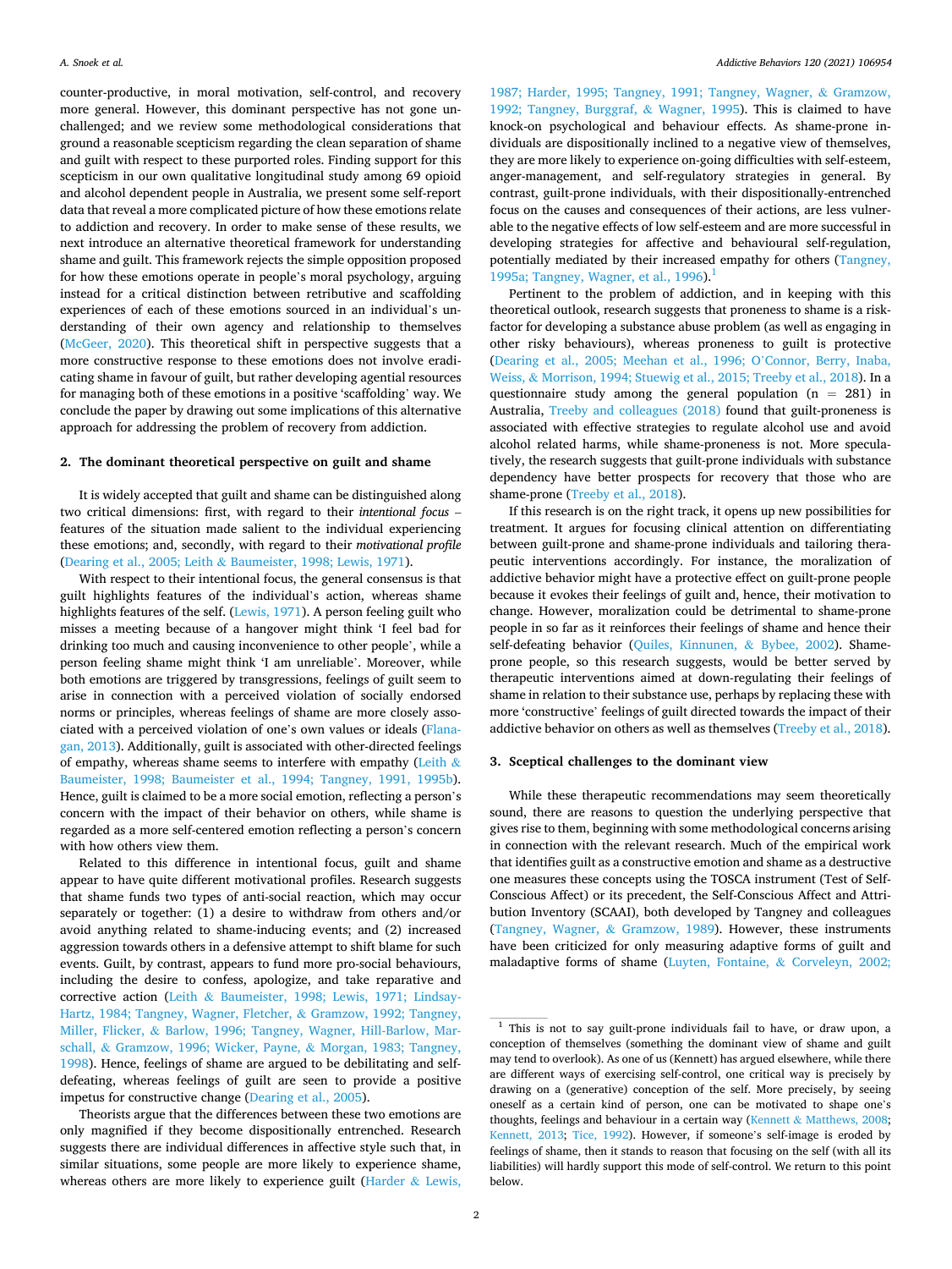counter-productive, in moral motivation, self-control, and recovery more general. However, this dominant perspective has not gone unchallenged; and we review some methodological considerations that ground a reasonable scepticism regarding the clean separation of shame and guilt with respect to these purported roles. Finding support for this scepticism in our own qualitative longitudinal study among 69 opioid and alcohol dependent people in Australia, we present some self-report data that reveal a more complicated picture of how these emotions relate to addiction and recovery. In order to make sense of these results, we next introduce an alternative theoretical framework for understanding shame and guilt. This framework rejects the simple opposition proposed for how these emotions operate in people's moral psychology, arguing instead for a critical distinction between retributive and scaffolding experiences of each of these emotions sourced in an individual's understanding of their own agency and relationship to themselves (McGeer, 2020). This theoretical shift in perspective suggests that a more constructive response to these emotions does not involve eradicating shame in favour of guilt, but rather developing agential resources for managing both of these emotions in a positive 'scaffolding' way. We conclude the paper by drawing out some implications of this alternative approach for addressing the problem of recovery from addiction.

## 2. The dominant theoretical perspective on guilt and shame

It is widely accepted that guilt and shame can be distinguished along two critical dimensions: first, with regard to their *intentional focus* – features of the situation made salient to the individual experiencing these emotions; and, secondly, with regard to their *motivational profile* (Dearing et al., 2005; Leith & Baumeister, 1998; Lewis, 1971).

With respect to their intentional focus, the general consensus is that guilt highlights features of the individual's action, whereas shame highlights features of the self. (Lewis, 1971). A person feeling guilt who misses a meeting because of a hangover might think 'I feel bad for drinking too much and causing inconvenience to other people', while a person feeling shame might think 'I am unreliable'. Moreover, while both emotions are triggered by transgressions, feelings of guilt seem to arise in connection with a perceived violation of socially endorsed norms or principles, whereas feelings of shame are more closely associated with a perceived violation of one's own values or ideals (Flanagan, 2013). Additionally, guilt is associated with other-directed feelings of empathy, whereas shame seems to interfere with empathy (Leith & Baumeister, 1998; Baumeister et al., 1994; Tangney, 1991, 1995b). Hence, guilt is claimed to be a more social emotion, reflecting a person's concern with the impact of their behavior on others, while shame is regarded as a more self-centered emotion reflecting a person's concern with how others view them.

Related to this difference in intentional focus, guilt and shame appear to have quite different motivational profiles. Research suggests that shame funds two types of anti-social reaction, which may occur separately or together: (1) a desire to withdraw from others and/or avoid anything related to shame-inducing events; and (2) increased aggression towards others in a defensive attempt to shift blame for such events. Guilt, by contrast, appears to fund more pro-social behaviours, including the desire to confess, apologize, and take reparative and corrective action (Leith & Baumeister, 1998; Lewis, 1971; Lindsay-Hartz, 1984; Tangney, Wagner, Fletcher, & Gramzow, 1992; Tangney, Miller, Flicker, & Barlow, 1996; Tangney, Wagner, Hill-Barlow, Marschall, & Gramzow, 1996; Wicker, Payne, & Morgan, 1983; Tangney, 1998). Hence, feelings of shame are argued to be debilitating and self-defeating, whereas feelings of guilt are seen to provide a positive impetus for constructive change (Dearing et al., 2005).

Theorists argue that the differences between these two emotions are only magnified if they become dispositionally entrenched. Research suggests there are individual differences in affective style such that, in similar situations, some people are more likely to experience shame, whereas others are more likely to experience guilt (Harder & Lewis, 1987; Harder, 1995; Tangney, 1991; Tangney, Wagner, & Gramzow, 1992; Tangney, Burggraf, & Wagner, 1995). This is claimed to have knock-on psychological and behaviour effects. As shame-prone individuals are dispositionally inclined to a negative view of themselves, they are more likely to experience on-going difficulties with self-esteem, anger-management, and self-regulatory strategies in general. By contrast, guilt-prone individuals, with their dispositionally-entrenched focus on the causes and consequences of their actions, are less vulnerable to the negative effects of low self-esteem and are more successful in developing strategies for affective and behavioural self-regulation, potentially mediated by their increased empathy for others (Tangney, 1995a; Tangney, Wagner, et al., 1996).[1]

Pertinent to the problem of addiction, and in keeping with this theoretical outlook, research suggests that proneness to shame is a risk-factor for developing a substance abuse problem (as well as engaging in other risky behaviours), whereas proneness to guilt is protective (Dearing et al., 2005; Meehan et al., 1996; O'Connor, Berry, Inaba, Weiss, & Morrison, 1994; Stuewig et al., 2015; Treeby et al., 2018). In a questionnaire study among the general population (n = 281) in Australia, Treeby and colleagues (2018) found that guilt-proneness is associated with effective strategies to regulate alcohol use and avoid alcohol related harms, while shame-proneness is not. More speculatively, the research suggests that guilt-prone individuals with substance dependency have better prospects for recovery that those who are shame-prone (Treeby et al., 2018).

If this research is on the right track, it opens up new possibilities for treatment. It argues for focusing clinical attention on differentiating between guilt-prone and shame-prone individuals and tailoring therapeutic interventions accordingly. For instance, the moralization of addictive behavior might have a protective effect on guilt-prone people because it evokes their feelings of guilt and, hence, their motivation to change. However, moralization could be detrimental to shame-prone people in so far as it reinforces their feelings of shame and hence their self-defeating behavior (Quiles, Kinnunen, & Bybee, 2002). Shame-prone people, so this research suggests, would be better served by therapeutic interventions aimed at down-regulating their feelings of shame in relation to their substance use, perhaps by replacing these with more 'constructive' feelings of guilt directed towards the impact of their addictive behavior on others as well as themselves (Treeby et al., 2018).

## 3. Sceptical challenges to the dominant view

While these therapeutic recommendations may seem theoretically sound, there are reasons to question the underlying perspective that gives rise to them, beginning with some methodological concerns arising in connection with the relevant research. Much of the empirical work that identifies guilt as a constructive emotion and shame as a destructive one measures these concepts using the TOSCA instrument (Test of Self-Conscious Affect) or its precedent, the Self-Conscious Affect and Attribution Inventory (SCAAI), both developed by Tangney and colleagues (Tangney, Wagner, & Gramzow, 1989). However, these instruments have been criticized for only measuring adaptive forms of guilt and maladaptive forms of shame (Luyten, Fontaine, & Corveleyn, 2002;

[1] This is not to say guilt-prone individuals fail to have, or draw upon, a conception of themselves (something the dominant view of shame and guilt may tend to overlook). As one of us (Kennett) has argued elsewhere, while there are different ways of exercising self-control, one critical way is precisely by drawing on a (generative) conception of the self. More precisely, by seeing oneself as a certain kind of person, one can be motivated to shape one's thoughts, feelings and behaviour in a certain way (Kennett & Matthews, 2008; Kennett, 2013; Tice, 1992). However, if someone's self-image is eroded by feelings of shame, then it stands to reason that focusing on the self (with all its liabilities) will hardly support this mode of self-control. We return to this point below.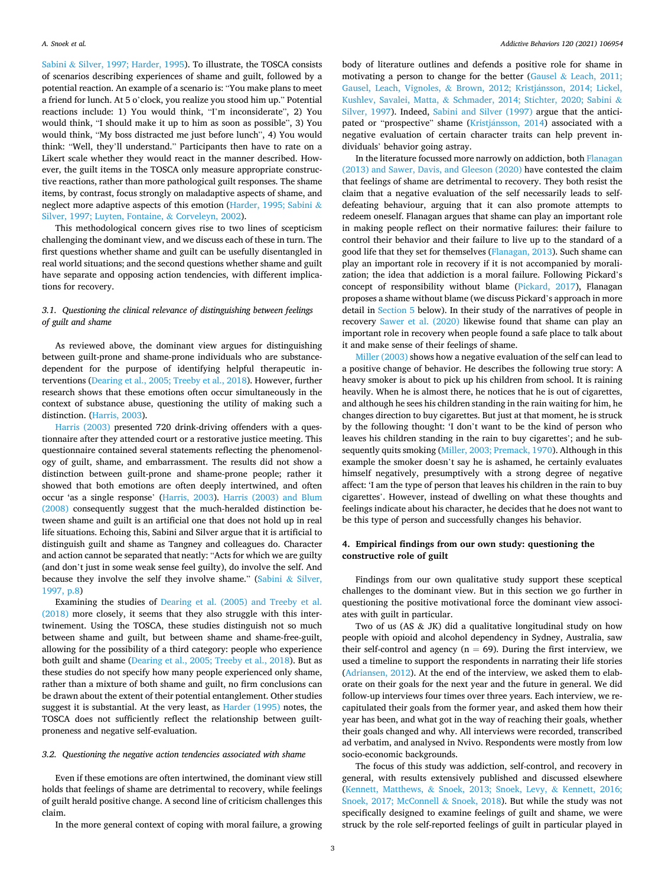Sabini & Silver, 1997; Harder, 1995). To illustrate, the TOSCA consists of scenarios describing experiences of shame and guilt, followed by a potential reaction. An example of a scenario is: "You make plans to meet a friend for lunch. At 5 o'clock, you realize you stood him up." Potential reactions include: 1) You would think, "I'm inconsiderate", 2) You would think, "I should make it up to him as soon as possible", 3) You would think, "My boss distracted me just before lunch", 4) You would think: "Well, they'll understand." Participants then have to rate on a Likert scale whether they would react in the manner described. However, the guilt items in the TOSCA only measure appropriate constructive reactions, rather than more pathological guilt responses. The shame items, by contrast, focus strongly on maladaptive aspects of shame, and neglect more adaptive aspects of this emotion (Harder, 1995; Sabini & Silver, 1997; Luyten, Fontaine, & Corveleyn, 2002).

This methodological concern gives rise to two lines of scepticism challenging the dominant view, and we discuss each of these in turn. The first questions whether shame and guilt can be usefully disentangled in real world situations; and the second questions whether shame and guilt have separate and opposing action tendencies, with different implications for recovery.

### *3.1. Questioning the clinical relevance of distinguishing between feelings of guilt and shame*

As reviewed above, the dominant view argues for distinguishing between guilt-prone and shame-prone individuals who are substance-dependent for the purpose of identifying helpful therapeutic interventions (Dearing et al., 2005; Treeby et al., 2018). However, further research shows that these emotions often occur simultaneously in the context of substance abuse, questioning the utility of making such a distinction. (Harris, 2003).

Harris (2003) presented 720 drink-driving offenders with a questionnaire after they attended court or a restorative justice meeting. This questionnaire contained several statements reflecting the phenomenology of guilt, shame, and embarrassment. The results did not show a distinction between guilt-prone and shame-prone people; rather it showed that both emotions are often deeply intertwined, and often occur 'as a single response' (Harris, 2003). Harris (2003) and Blum (2008) consequently suggest that the much-heralded distinction between shame and guilt is an artificial one that does not hold up in real life situations. Echoing this, Sabini and Silver argue that it is artificial to distinguish guilt and shame as Tangney and colleagues do. Character and action cannot be separated that neatly: "Acts for which we are guilty (and don't just in some weak sense feel guilty), do involve the self. And because they involve the self they involve shame." (Sabini & Silver, 1997, p.8)

Examining the studies of Dearing et al. (2005) and Treeby et al. (2018) more closely, it seems that they also struggle with this intertwinement. Using the TOSCA, these studies distinguish not so much between shame and guilt, but between shame and shame-free-guilt, allowing for the possibility of a third category: people who experience both guilt and shame (Dearing et al., 2005; Treeby et al., 2018). But as these studies do not specify how many people experienced only shame, rather than a mixture of both shame and guilt, no firm conclusions can be drawn about the extent of their potential entanglement. Other studies suggest it is substantial. At the very least, as Harder (1995) notes, the TOSCA does not sufficiently reflect the relationship between guilt-proneness and negative self-evaluation.

### *3.2. Questioning the negative action tendencies associated with shame*

Even if these emotions are often intertwined, the dominant view still holds that feelings of shame are detrimental to recovery, while feelings of guilt herald positive change. A second line of criticism challenges this claim.

In the more general context of coping with moral failure, a growing body of literature outlines and defends a positive role for shame in motivating a person to change for the better (Gausel & Leach, 2011; Gausel, Leach, Vignoles, & Brown, 2012; Kristjánsson, 2014; Lickel, Kushlev, Savalei, Matta, & Schmader, 2014; Stichter, 2020; Sabini & Silver, 1997). Indeed, Sabini and Silver (1997) argue that the anticipated or "prospective" shame (Kristjánsson, 2014) associated with a negative evaluation of certain character traits can help prevent individuals' behavior going astray.

In the literature focussed more narrowly on addiction, both Flanagan (2013) and Sawer, Davis, and Gleeson (2020) have contested the claim that feelings of shame are detrimental to recovery. They both resist the claim that a negative evaluation of the self necessarily leads to self-defeating behaviour, arguing that it can also promote attempts to redeem oneself. Flanagan argues that shame can play an important role in making people reflect on their normative failures: their failure to control their behavior and their failure to live up to the standard of a good life that they set for themselves (Flanagan, 2013). Such shame can play an important role in recovery if it is not accompanied by moralization; the idea that addiction is a moral failure. Following Pickard's concept of responsibility without blame (Pickard, 2017), Flanagan proposes a shame without blame (we discuss Pickard's approach in more detail in Section 5 below). In their study of the narratives of people in recovery Sawer et al. (2020) likewise found that shame can play an important role in recovery when people found a safe place to talk about it and make sense of their feelings of shame.

Miller (2003) shows how a negative evaluation of the self can lead to a positive change of behavior. He describes the following true story: A heavy smoker is about to pick up his children from school. It is raining heavily. When he is almost there, he notices that he is out of cigarettes, and although he sees his children standing in the rain waiting for him, he changes direction to buy cigarettes. But just at that moment, he is struck by the following thought: 'I don't want to be the kind of person who leaves his children standing in the rain to buy cigarettes'; and he subsequently quits smoking (Miller, 2003; Premack, 1970). Although in this example the smoker doesn't say he is ashamed, he certainly evaluates himself negatively, presumptively with a strong degree of negative affect: 'I am the type of person that leaves his children in the rain to buy cigarettes'. However, instead of dwelling on what these thoughts and feelings indicate about his character, he decides that he does not want to be this type of person and successfully changes his behavior.

## 4. Empirical findings from our own study: questioning the constructive role of guilt

Findings from our own qualitative study support these sceptical challenges to the dominant view. But in this section we go further in questioning the positive motivational force the dominant view associates with guilt in particular.

Two of us (AS & JK) did a qualitative longitudinal study on how people with opioid and alcohol dependency in Sydney, Australia, saw their self-control and agency (n = 69). During the first interview, we used a timeline to support the respondents in narrating their life stories (Adriansen, 2012). At the end of the interview, we asked them to elaborate on their goals for the next year and the future in general. We did follow-up interviews four times over three years. Each interview, we recapitulated their goals from the former year, and asked them how their year has been, and what got in the way of reaching their goals, whether their goals changed and why. All interviews were recorded, transcribed ad verbatim, and analysed in Nvivo. Respondents were mostly from low socio-economic backgrounds.

The focus of this study was addiction, self-control, and recovery in general, with results extensively published and discussed elsewhere (Kennett, Matthews, & Snoek, 2013; Snoek, Levy, & Kennett, 2016; Snoek, 2017; McConnell & Snoek, 2018). But while the study was not specifically designed to examine feelings of guilt and shame, we were struck by the role self-reported feelings of guilt in particular played in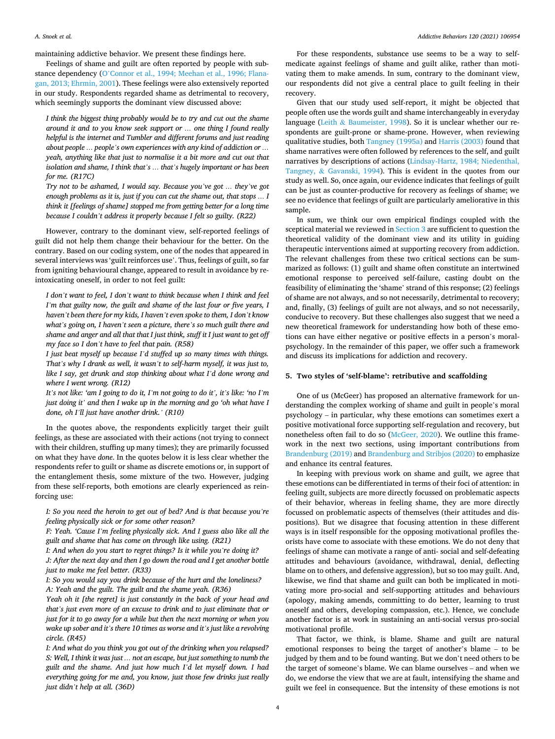maintaining addictive behavior. We present these findings here.

Feelings of shame and guilt are often reported by people with substance dependency (O'Connor et al., 1994; Meehan et al., 1996; Flanagan, 2013; Ehrmin, 2001). These feelings were also extensively reported in our study. Respondents regarded shame as detrimental to recovery, which seemingly supports the dominant view discussed above:

> *I think the biggest thing probably would be to try and cut out the shame around it and to you know seek support or … one thing I found really helpful is the internet and Tumbler and different forums and just reading about people … people's own experiences with any kind of addiction or … yeah, anything like that just to normalise it a bit more and cut out that isolation and shame, I think that's … that's hugely important or has been for me. (R17C)*
>
> *Try not to be ashamed, I would say. Because you've got … they've got enough problems as it is, just if you can cut the shame out, that stops … I think it [feelings of shame] stopped me from getting better for a long time because I couldn't address it properly because I felt so guilty. (R22)*

However, contrary to the dominant view, self-reported feelings of guilt did not help them change their behaviour for the better. On the contrary. Based on our coding system, one of the nodes that appeared in several interviews was 'guilt reinforces use'. Thus, feelings of guilt, so far from igniting behavioural change, appeared to result in avoidance by re-intoxicating oneself, in order to not feel guilt:

> *I don't want to feel, I don't want to think because when I think and feel I'm that guilty now, the guilt and shame of the last four or five years, I haven't been there for my kids, I haven't even spoke to them, I don't know what's going on, I haven't seen a picture, there's so much guilt there and shame and anger and all that that I just think, stuff it I just want to get off my face so I don't have to feel that pain. (R58)*
>
> *I just beat myself up because I'd stuffed up so many times with things. That's why I drank as well, it wasn't to self-harm myself, it was just to, like I say, get drunk and stop thinking about what I'd done wrong and where I went wrong. (R12)*
>
> *It's not like: 'am I going to do it, I'm not going to do it', it's like: 'no I'm just doing it' and then I wake up in the morning and go 'oh what have I done, oh I'll just have another drink.' (R10)*

In the quotes above, the respondents explicitly target their guilt feelings, as these are associated with their actions (not trying to connect with their children, stuffing up many times); they are primarily focussed on what they have *done*. In the quotes below it is less clear whether the respondents refer to guilt or shame as discrete emotions or, in support of the entanglement thesis, some mixture of the two. However, judging from these self-reports, both emotions are clearly experienced as reinforcing use:

> *I: So you need the heroin to get out of bed? And is that because you're feeling physically sick or for some other reason?*
>
> *F: Yeah. 'Cause I'm feeling physically sick. And I guess also like all the guilt and shame that has come on through like using. (R21)*
>
> *I: And when do you start to regret things? Is it while you're doing it?*
>
> *J: After the next day and then I go down the road and I get another bottle just to make me feel better. (R33)*
>
> *I: So you would say you drink because of the hurt and the loneliness?*
>
> *A: Yeah and the guilt. The guilt and the shame yeah. (R36)*
>
> *Yeah oh it [the regret] is just constantly in the back of your head and that's just even more of an excuse to drink and to just eliminate that or just for it to go away for a while but then the next morning or when you wake up sober and it's there 10 times as worse and it's just like a revolving circle. (R45)*
>
> *I: And what do you think you got out of the drinking when you relapsed?*
>
> *S: Well, I think it was just … not an escape, but just something to numb the guilt and the shame. And just how much I'd let myself down. I had everything going for me and, you know, just those few drinks just really just didn't help at all. (36D)*

For these respondents, substance use seems to be a way to self-medicate against feelings of shame and guilt alike, rather than motivating them to make amends. In sum, contrary to the dominant view, our respondents did not give a central place to guilt feeling in their recovery.

Given that our study used self-report, it might be objected that people often use the words guilt and shame interchangeably in everyday language (Leith & Baumeister, 1998). So it is unclear whether our respondents are guilt-prone or shame-prone. However, when reviewing qualitative studies, both Tangney (1995a) and Harris (2003) found that shame narratives were often followed by references to the self, and guilt narratives by descriptions of actions (Lindsay-Hartz, 1984; Niedenthal, Tangney, & Gavanski, 1994). This is evident in the quotes from our study as well. So, once again, our evidence indicates that feelings of guilt can be just as counter-productive for recovery as feelings of shame; we see no evidence that feelings of guilt are particularly ameliorative in this sample.

In sum, we think our own empirical findings coupled with the sceptical material we reviewed in Section 3 are sufficient to question the theoretical validity of the dominant view and its utility in guiding therapeutic interventions aimed at supporting recovery from addiction. The relevant challenges from these two critical sections can be summarized as follows: (1) guilt and shame often constitute an intertwined emotional response to perceived self-failure, casting doubt on the feasibility of eliminating the 'shame' strand of this response; (2) feelings of shame are not always, and so not necessarily, detrimental to recovery; and, finally, (3) feelings of guilt are not always, and so not necessarily, conducive to recovery. But these challenges also suggest that we need a new theoretical framework for understanding how both of these emotions can have either negative or positive effects in a person's moral-psychology. In the remainder of this paper, we offer such a framework and discuss its implications for addiction and recovery.

## 5. Two styles of 'self-blame': retributive and scaffolding

One of us (McGeer) has proposed an alternative framework for understanding the complex working of shame and guilt in people's moral psychology – in particular, why these emotions can sometimes exert a positive motivational force supporting self-regulation and recovery, but nonetheless often fail to do so (McGeer, 2020). We outline this framework in the next two sections, using important contributions from Brandenburg (2019) and Brandenburg and Stribjos (2020) to emphasize and enhance its central features.

In keeping with previous work on shame and guilt, we agree that these emotions can be differentiated in terms of their foci of attention: in feeling guilt, subjects are more directly focussed on problematic aspects of their behavior, whereas in feeling shame, they are more directly focussed on problematic aspects of themselves (their attitudes and dispositions). But we disagree that focusing attention in these different ways is in itself responsible for the opposing motivational profiles theorists have come to associate with these emotions. We do not deny that feelings of shame can motivate a range of anti- social and self-defeating attitudes and behaviours (avoidance, withdrawal, denial, deflecting blame on to others, and defensive aggression), but so too may guilt. And, likewise, we find that shame and guilt can both be implicated in motivating more pro-social and self-supporting attitudes and behaviours (apology, making amends, committing to do better, learning to trust oneself and others, developing compassion, etc.). Hence, we conclude another factor is at work in sustaining an anti-social versus pro-social motivational profile.

That factor, we think, is blame. Shame and guilt are natural emotional responses to being the target of another's blame – to be judged by them and to be found wanting. But we don't need others to be the target of someone's blame. We can blame ourselves – and when we do, we endorse the view that we are at fault, intensifying the shame and guilt we feel in consequence. But the intensity of these emotions is not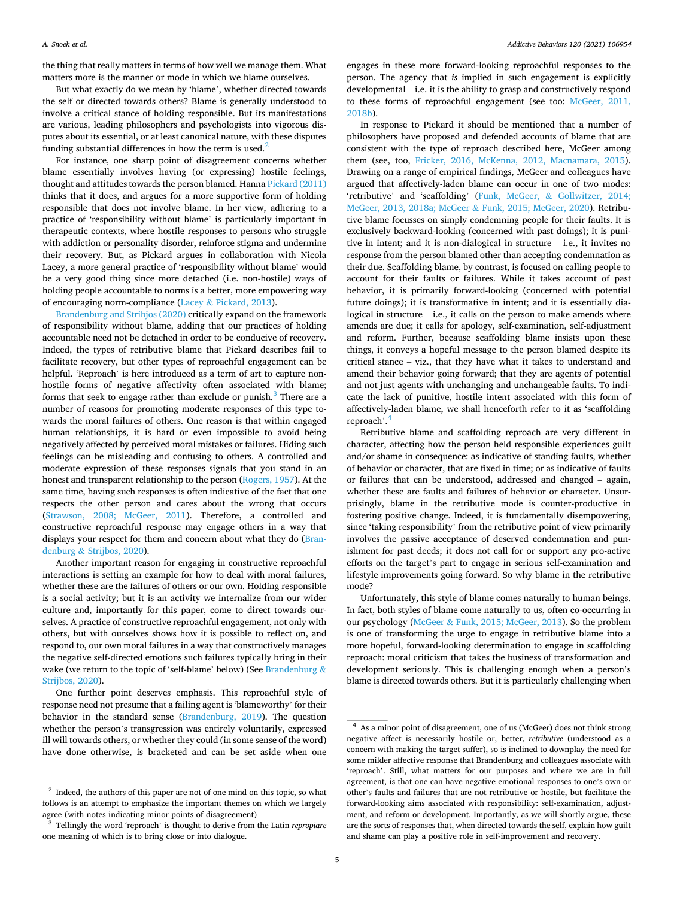the thing that really matters in terms of how well we manage them. What matters more is the manner or mode in which we blame ourselves.

But what exactly do we mean by 'blame', whether directed towards the self or directed towards others? Blame is generally understood to involve a critical stance of holding responsible. But its manifestations are various, leading philosophers and psychologists into vigorous disputes about its essential, or at least canonical nature, with these disputes funding substantial differences in how the term is used.[2]

For instance, one sharp point of disagreement concerns whether blame essentially involves having (or expressing) hostile feelings, thought and attitudes towards the person blamed. Hanna Pickard (2011) thinks that it does, and argues for a more supportive form of holding responsible that does not involve blame. In her view, adhering to a practice of 'responsibility without blame' is particularly important in therapeutic contexts, where hostile responses to persons who struggle with addiction or personality disorder, reinforce stigma and undermine their recovery. But, as Pickard argues in collaboration with Nicola Lacey, a more general practice of 'responsibility without blame' would be a very good thing since more detached (i.e. non-hostile) ways of holding people accountable to norms is a better, more empowering way of encouraging norm-compliance (Lacey & Pickard, 2013).

Brandenburg and Strijbos (2020) critically expand on the framework of responsibility without blame, adding that our practices of holding accountable need not be detached in order to be conducive of recovery. Indeed, the types of retributive blame that Pickard describes fail to facilitate recovery, but other types of reproachful engagement can be helpful. 'Reproach' is here introduced as a term of art to capture non-hostile forms of negative affectivity often associated with blame; forms that seek to engage rather than exclude or punish.[3] There are a number of reasons for promoting moderate responses of this type towards the moral failures of others. One reason is that within engaged human relationships, it is hard or even impossible to avoid being negatively affected by perceived moral mistakes or failures. Hiding such feelings can be misleading and confusing to others. A controlled and moderate expression of these responses signals that you stand in an honest and transparent relationship to the person (Rogers, 1957). At the same time, having such responses is often indicative of the fact that one respects the other person and cares about the wrong that occurs (Strawson, 2008; McGeer, 2011). Therefore, a controlled and constructive reproachful response may engage others in a way that displays your respect for them and concern about what they do (Brandenburg & Strijbos, 2020).

Another important reason for engaging in constructive reproachful interactions is setting an example for how to deal with moral failures, whether these are the failures of others or our own. Holding responsible is a social activity; but it is an activity we internalize from our wider culture and, importantly for this paper, come to direct towards ourselves. A practice of constructive reproachful engagement, not only with others, but with ourselves shows how it is possible to reflect on, and respond to, our own moral failures in a way that constructively manages the negative self-directed emotions such failures typically bring in their wake (we return to the topic of 'self-blame' below) (See Brandenburg & Strijbos, 2020).

One further point deserves emphasis. This reproachful style of response need not presume that a failing agent is 'blameworthy' for their behavior in the standard sense (Brandenburg, 2019). The question whether the person's transgression was entirely voluntarily, expressed ill will towards others, or whether they could (in some sense of the word) have done otherwise, is bracketed and can be set aside when one engages in these more forward-looking reproachful responses to the person. The agency that *is* implied in such engagement is explicitly developmental – i.e. it is the ability to grasp and constructively respond to these forms of reproachful engagement (see too: McGeer, 2011, 2018b).

In response to Pickard it should be mentioned that a number of philosophers have proposed and defended accounts of blame that are consistent with the type of reproach described here, McGeer among them (see, too, Fricker, 2016, McKenna, 2012, Macnamara, 2015). Drawing on a range of empirical findings, McGeer and colleagues have argued that affectively-laden blame can occur in one of two modes: 'retributive' and 'scaffolding' (Funk, McGeer, & Gollwitzer, 2014; McGeer, 2013, 2018a; McGeer & Funk, 2015; McGeer, 2020). Retributive blame focusses on simply condemning people for their faults. It is exclusively backward-looking (concerned with past doings); it is punitive in intent; and it is non-dialogical in structure – i.e., it invites no response from the person blamed other than accepting condemnation as their due. Scaffolding blame, by contrast, is focused on calling people to account for their faults or failures. While it takes account of past behavior, it is primarily forward-looking (concerned with potential future doings); it is transformative in intent; and it is essentially dialogical in structure – i.e., it calls on the person to make amends where amends are due; it calls for apology, self-examination, self-adjustment and reform. Further, because scaffolding blame insists upon these things, it conveys a hopeful message to the person blamed despite its critical stance – viz., that they have what it takes to understand and amend their behavior going forward; that they are agents of potential and not just agents with unchanging and unchangeable faults. To indicate the lack of punitive, hostile intent associated with this form of affectively-laden blame, we shall henceforth refer to it as 'scaffolding reproach'.[4]

Retributive blame and scaffolding reproach are very different in character, affecting how the person held responsible experiences guilt and/or shame in consequence: as indicative of standing faults, whether of behavior or character, that are fixed in time; or as indicative of faults or failures that can be understood, addressed and changed – again, whether these are faults and failures of behavior or character. Unsurprisingly, blame in the retributive mode is counter-productive in fostering positive change. Indeed, it is fundamentally disempowering, since 'taking responsibility' from the retributive point of view primarily involves the passive acceptance of deserved condemnation and punishment for past deeds; it does not call for or support any pro-active efforts on the target's part to engage in serious self-examination and lifestyle improvements going forward. So why blame in the retributive mode?

Unfortunately, this style of blame comes naturally to human beings. In fact, both styles of blame come naturally to us, often co-occurring in our psychology (McGeer & Funk, 2015; McGeer, 2013). So the problem is one of transforming the urge to engage in retributive blame into a more hopeful, forward-looking determination to engage in scaffolding reproach: moral criticism that takes the business of transformation and development seriously. This is challenging enough when a person's blame is directed towards others. But it is particularly challenging when

---

[2] Indeed, the authors of this paper are not of one mind on this topic, so what follows is an attempt to emphasize the important themes on which we largely agree (with notes indicating minor points of disagreement)

[3] Tellingly the word 'reproach' is thought to derive from the Latin *repropiare* one meaning of which is to bring close or into dialogue.

[4] As a minor point of disagreement, one of us (McGeer) does not think strong negative affect is necessarily hostile or, better, *retributive* (understood as a concern with making the target suffer), so is inclined to downplay the need for some milder affective response that Brandenburg and colleagues associate with 'reproach'. Still, what matters for our purposes and where we are in full agreement, is that one can have negative emotional responses to one's own or other's faults and failures that are not retributive or hostile, but facilitate the forward-looking aims associated with responsibility: self-examination, adjustment, and reform or development. Importantly, as we will shortly argue, these are the sorts of responses that, when directed towards the self, explain how guilt and shame can play a positive role in self-improvement and recovery.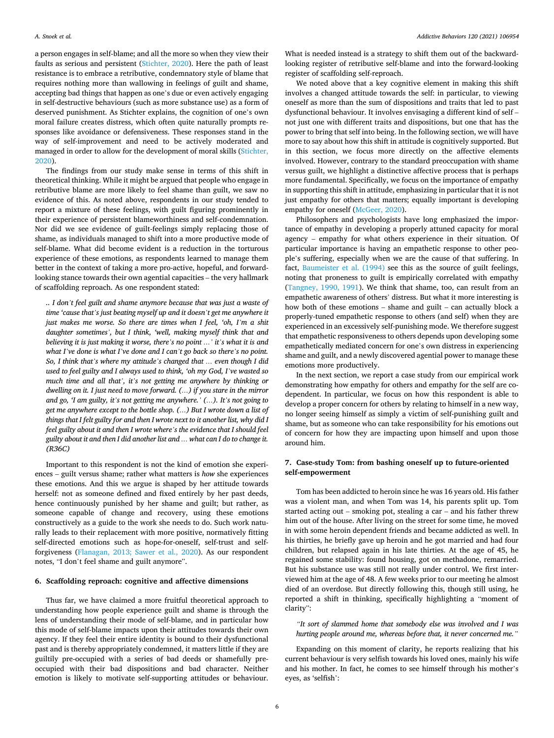a person engages in self-blame; and all the more so when they view their faults as serious and persistent (Stichter, 2020). Here the path of least resistance is to embrace a retributive, condemnatory style of blame that requires nothing more than wallowing in feelings of guilt and shame, accepting bad things that happen as one's due or even actively engaging in self-destructive behaviours (such as more substance use) as a form of deserved punishment. As Stichter explains, the cognition of one's own moral failure creates distress, which often quite naturally prompts responses like avoidance or defensiveness. These responses stand in the way of self-improvement and need to be actively moderated and managed in order to allow for the development of moral skills (Stichter, 2020).

The findings from our study make sense in terms of this shift in theoretical thinking. While it might be argued that people who engage in retributive blame are more likely to feel shame than guilt, we saw no evidence of this. As noted above, respondents in our study tended to report a mixture of these feelings, with guilt figuring prominently in their experience of persistent blameworthiness and self-condemnation. Nor did we see evidence of guilt-feelings simply replacing those of shame, as individuals managed to shift into a more productive mode of self-blame. What did become evident is a reduction in the torturous experience of these emotions, as respondents learned to manage them better in the context of taking a more pro-active, hopeful, and forward-looking stance towards their own agential capacities – the very hallmark of scaffolding reproach. As one respondent stated:

> *.. I don't feel guilt and shame anymore because that was just a waste of time 'cause that's just beating myself up and it doesn't get me anywhere it just makes me worse. So there are times when I feel, 'oh, I'm a shit daughter sometimes', but I think, 'well, making myself think that and believing it is just making it worse, there's no point …' it's what it is and what I've done is what I've done and I can't go back so there's no point. So, I think that's where my attitude's changed that … even though I did used to feel guilty and I always used to think, 'oh my God, I've wasted so much time and all that', it's not getting me anywhere by thinking or dwelling on it. I just need to move forward. (…) if you stare in the mirror and go, 'I am guilty, it's not getting me anywhere.' (…). It's not going to get me anywhere except to the bottle shop. (…) But I wrote down a list of things that I felt guilty for and then I wrote next to it another list, why did I feel guilty about it and then I wrote where's the evidence that I should feel guilty about it and then I did another list and … what can I do to change it. (R36C)*

Important to this respondent is not the kind of emotion she experiences – guilt versus shame; rather what matters is *how* she experiences these emotions. And this we argue is shaped by her attitude towards herself: not as someone defined and fixed entirely by her past deeds, hence continuously punished by her shame and guilt; but rather, as someone capable of change and recovery, using these emotions constructively as a guide to the work she needs to do. Such work naturally leads to their replacement with more positive, normatively fitting self-directed emotions such as hope-for-oneself, self-trust and self-forgiveness (Flanagan, 2013; Sawer et al., 2020). As our respondent notes, "I don't feel shame and guilt anymore".

## 6. Scaffolding reproach: cognitive and affective dimensions

Thus far, we have claimed a more fruitful theoretical approach to understanding how people experience guilt and shame is through the lens of understanding their mode of self-blame, and in particular how this mode of self-blame impacts upon their attitudes towards their own agency. If they feel their entire identity is bound to their dysfunctional past and is thereby appropriately condemned, it matters little if they are guiltily pre-occupied with a series of bad deeds or shamefully pre-occupied with their bad dispositions and bad character. Neither emotion is likely to motivate self-supporting attitudes or behaviour. What is needed instead is a strategy to shift them out of the backward-looking register of retributive self-blame and into the forward-looking register of scaffolding self-reproach.

We noted above that a key cognitive element in making this shift involves a changed attitude towards the self: in particular, to viewing oneself as more than the sum of dispositions and traits that led to past dysfunctional behaviour. It involves envisaging a different kind of self – not just one with different traits and dispositions, but one that has the power to bring that self into being. In the following section, we will have more to say about how this shift in attitude is cognitively supported. But in this section, we focus more directly on the affective elements involved. However, contrary to the standard preoccupation with shame versus guilt, we highlight a distinctive affective process that is perhaps more fundamental. Specifically, we focus on the importance of empathy in supporting this shift in attitude, emphasizing in particular that it is not just empathy for others that matters; equally important is developing empathy for oneself (McGeer, 2020).

Philosophers and psychologists have long emphasized the importance of empathy in developing a properly attuned capacity for moral agency – empathy for what others experience in their situation. Of particular importance is having an empathetic response to other people's suffering, especially when we are the cause of that suffering. In fact, Baumeister et al. (1994) see this as the source of guilt feelings, noting that proneness to guilt is empirically correlated with empathy (Tangney, 1990, 1991). We think that shame, too, can result from an empathetic awareness of others' distress. But what it more interesting is how both of these emotions – shame and guilt – can actually block a properly-tuned empathetic response to others (and self) when they are experienced in an excessively self-punishing mode. We therefore suggest that empathetic responsiveness to others depends upon developing some empathetically mediated concern for one's own distress in experiencing shame and guilt, and a newly discovered agential power to manage these emotions more productively.

In the next section, we report a case study from our empirical work demonstrating how empathy for others and empathy for the self are co-dependent. In particular, we focus on how this respondent is able to develop a proper concern for others by relating to himself in a new way, no longer seeing himself as simply a victim of self-punishing guilt and shame, but as someone who can take responsibility for his emotions out of concern for how they are impacting upon himself and upon those around him.

## 7. Case-study Tom: from bashing oneself up to future-oriented self-empowerment

Tom has been addicted to heroin since he was 16 years old. His father was a violent man, and when Tom was 14, his parents split up. Tom started acting out – smoking pot, stealing a car – and his father threw him out of the house. After living on the street for some time, he moved in with some heroin dependent friends and became addicted as well. In his thirties, he briefly gave up heroin and he got married and had four children, but relapsed again in his late thirties. At the age of 45, he regained some stability: found housing, got on methadone, remarried. But his substance use was still not really under control. We first interviewed him at the age of 48. A few weeks prior to our meeting he almost died of an overdose. But directly following this, though still using, he reported a shift in thinking, specifically highlighting a "moment of clarity":

> *"It sort of slammed home that somebody else was involved and I was hurting people around me, whereas before that, it never concerned me."*

Expanding on this moment of clarity, he reports realizing that his current behaviour is very selfish towards his loved ones, mainly his wife and his mother. In fact, he comes to see himself through his mother's eyes, as 'selfish':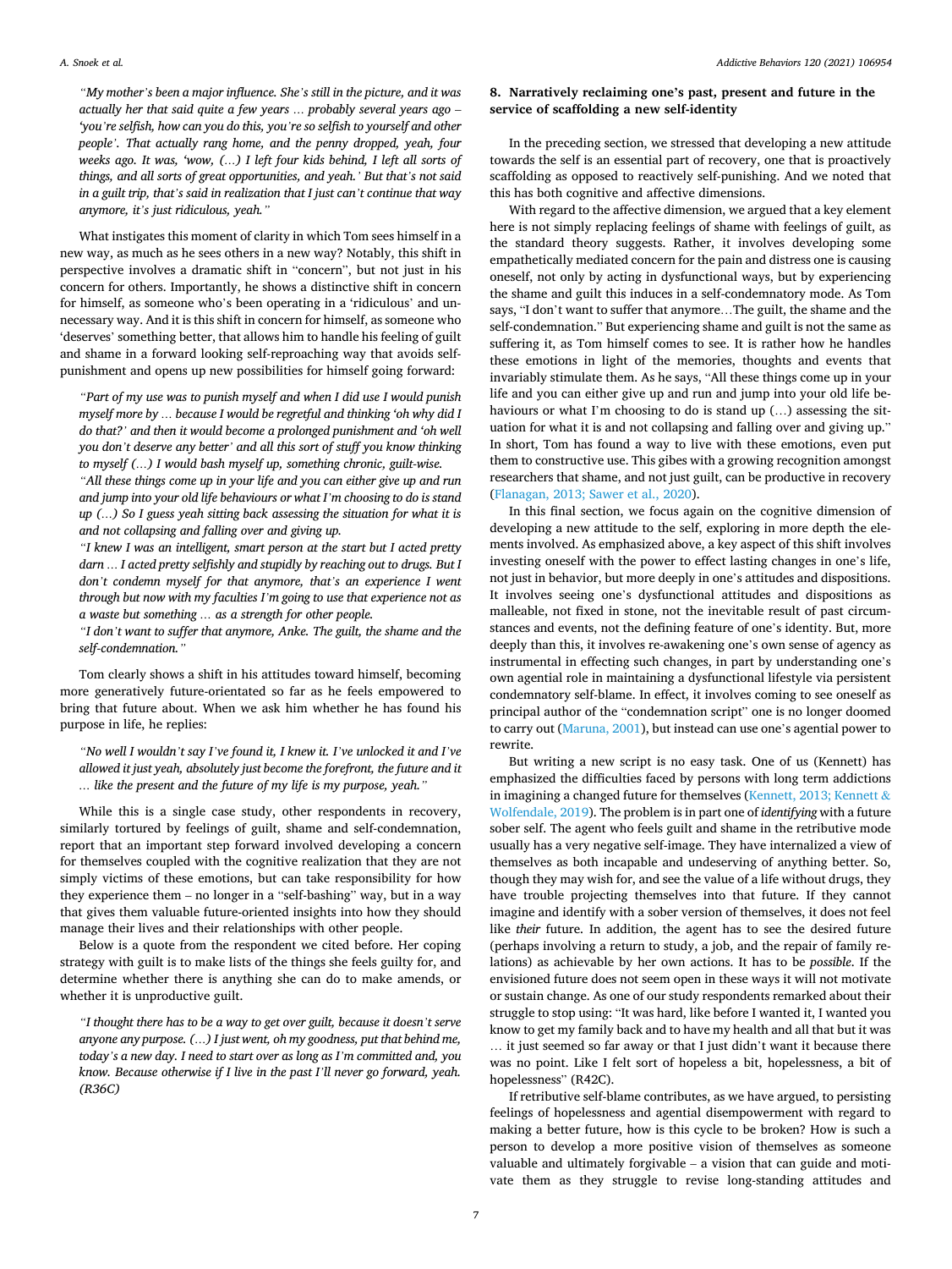*"My mother's been a major influence. She's still in the picture, and it was actually her that said quite a few years … probably several years ago – 'you're selfish, how can you do this, you're so selfish to yourself and other people'. That actually rang home, and the penny dropped, yeah, four weeks ago. It was, 'wow, (…) I left four kids behind, I left all sorts of things, and all sorts of great opportunities, and yeah.' But that's not said in a guilt trip, that's said in realization that I just can't continue that way anymore, it's just ridiculous, yeah."*

What instigates this moment of clarity in which Tom sees himself in a new way, as much as he sees others in a new way? Notably, this shift in perspective involves a dramatic shift in "concern", but not just in his concern for others. Importantly, he shows a distinctive shift in concern for himself, as someone who's been operating in a 'ridiculous' and unnecessary way. And it is this shift in concern for himself, as someone who 'deserves' something better, that allows him to handle his feeling of guilt and shame in a forward looking self-reproaching way that avoids self-punishment and opens up new possibilities for himself going forward:

> *"Part of my use was to punish myself and when I did use I would punish myself more by … because I would be regretful and thinking 'oh why did I do that?' and then it would become a prolonged punishment and 'oh well you don't deserve any better' and all this sort of stuff you know thinking to myself (…) I would bash myself up, something chronic, guilt-wise.*
>
> *"All these things come up in your life and you can either give up and run and jump into your old life behaviours or what I'm choosing to do is stand up (…) So I guess yeah sitting back assessing the situation for what it is and not collapsing and falling over and giving up.*
>
> *"I knew I was an intelligent, smart person at the start but I acted pretty darn … I acted pretty selfishly and stupidly by reaching out to drugs. But I don't condemn myself for that anymore, that's an experience I went through but now with my faculties I'm going to use that experience not as a waste but something … as a strength for other people.*
>
> *"I don't want to suffer that anymore, Anke. The guilt, the shame and the self-condemnation."*

Tom clearly shows a shift in his attitudes toward himself, becoming more generatively future-orientated so far as he feels empowered to bring that future about. When we ask him whether he has found his purpose in life, he replies:

> *"No well I wouldn't say I've found it, I knew it. I've unlocked it and I've allowed it just yeah, absolutely just become the forefront, the future and it … like the present and the future of my life is my purpose, yeah."*

While this is a single case study, other respondents in recovery, similarly tortured by feelings of guilt, shame and self-condemnation, report that an important step forward involved developing a concern for themselves coupled with the cognitive realization that they are not simply victims of these emotions, but can take responsibility for how they experience them – no longer in a "self-bashing" way, but in a way that gives them valuable future-oriented insights into how they should manage their lives and their relationships with other people.

Below is a quote from the respondent we cited before. Her coping strategy with guilt is to make lists of the things she feels guilty for, and determine whether there is anything she can do to make amends, or whether it is unproductive guilt.

> *"I thought there has to be a way to get over guilt, because it doesn't serve anyone any purpose. (…) I just went, oh my goodness, put that behind me, today's a new day. I need to start over as long as I'm committed and, you know. Because otherwise if I live in the past I'll never go forward, yeah. (R36C)*

## 8. Narratively reclaiming one's past, present and future in the service of scaffolding a new self-identity

In the preceding section, we stressed that developing a new attitude towards the self is an essential part of recovery, one that is proactively scaffolding as opposed to reactively self-punishing. And we noted that this has both cognitive and affective dimensions.

With regard to the affective dimension, we argued that a key element here is not simply replacing feelings of shame with feelings of guilt, as the standard theory suggests. Rather, it involves developing some empathetically mediated concern for the pain and distress one is causing oneself, not only by acting in dysfunctional ways, but by experiencing the shame and guilt this induces in a self-condemnatory mode. As Tom says, "I don't want to suffer that anymore…The guilt, the shame and the self-condemnation." But experiencing shame and guilt is not the same as suffering it, as Tom himself comes to see. It is rather how he handles these emotions in light of the memories, thoughts and events that invariably stimulate them. As he says, "All these things come up in your life and you can either give up and run and jump into your old life behaviours or what I'm choosing to do is stand up (…) assessing the situation for what it is and not collapsing and falling over and giving up." In short, Tom has found a way to live with these emotions, even put them to constructive use. This gibes with a growing recognition amongst researchers that shame, and not just guilt, can be productive in recovery (Flanagan, 2013; Sawer et al., 2020).

In this final section, we focus again on the cognitive dimension of developing a new attitude to the self, exploring in more depth the elements involved. As emphasized above, a key aspect of this shift involves investing oneself with the power to effect lasting changes in one's life, not just in behavior, but more deeply in one's attitudes and dispositions. It involves seeing one's dysfunctional attitudes and dispositions as malleable, not fixed in stone, not the inevitable result of past circumstances and events, not the defining feature of one's identity. But, more deeply than this, it involves re-awakening one's own sense of agency as instrumental in effecting such changes, in part by understanding one's own agential role in maintaining a dysfunctional lifestyle via persistent condemnatory self-blame. In effect, it involves coming to see oneself as principal author of the "condemnation script" one is no longer doomed to carry out (Maruna, 2001), but instead can use one's agential power to rewrite.

But writing a new script is no easy task. One of us (Kennett) has emphasized the difficulties faced by persons with long term addictions in imagining a changed future for themselves (Kennett, 2013; Kennett & Wolfendale, 2019). The problem is in part one of *identifying* with a future sober self. The agent who feels guilt and shame in the retributive mode usually has a very negative self-image. They have internalized a view of themselves as both incapable and undeserving of anything better. So, though they may wish for, and see the value of a life without drugs, they have trouble projecting themselves into that future. If they cannot imagine and identify with a sober version of themselves, it does not feel like *their* future. In addition, the agent has to see the desired future (perhaps involving a return to study, a job, and the repair of family relations) as achievable by her own actions. It has to be *possible*. If the envisioned future does not seem open in these ways it will not motivate or sustain change. As one of our study respondents remarked about their struggle to stop using: "It was hard, like before I wanted it, I wanted you know to get my family back and to have my health and all that but it was … it just seemed so far away or that I just didn't want it because there was no point. Like I felt sort of hopeless a bit, hopelessness, a bit of hopelessness" (R42C).

If retributive self-blame contributes, as we have argued, to persisting feelings of hopelessness and agential disempowerment with regard to making a better future, how is this cycle to be broken? How is such a person to develop a more positive vision of themselves as someone valuable and ultimately forgivable – a vision that can guide and motivate them as they struggle to revise long-standing attitudes and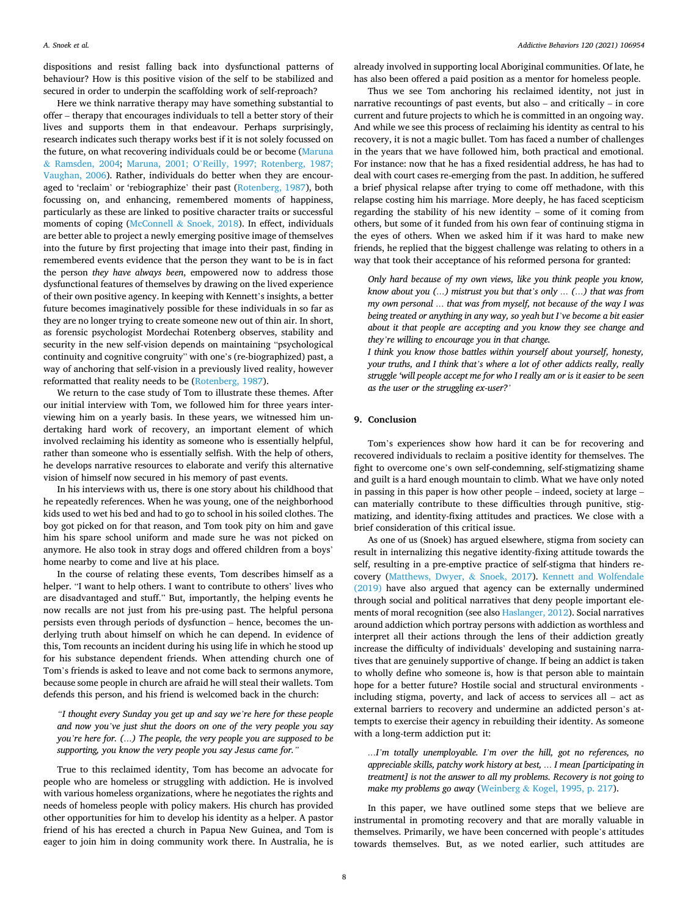dispositions and resist falling back into dysfunctional patterns of behaviour? How is this positive vision of the self to be stabilized and secured in order to underpin the scaffolding work of self-reproach?

Here we think narrative therapy may have something substantial to offer – therapy that encourages individuals to tell a better story of their lives and supports them in that endeavour. Perhaps surprisingly, research indicates such therapy works best if it is not solely focussed on the future, on what recovering individuals could be or become (Maruna & Ramsden, 2004; Maruna, 2001; O'Reilly, 1997; Rotenberg, 1987; Vaughan, 2006). Rather, individuals do better when they are encouraged to 'reclaim' or 'rebiographize' their past (Rotenberg, 1987), both focussing on, and enhancing, remembered moments of happiness, particularly as these are linked to positive character traits or successful moments of coping (McConnell & Snoek, 2018). In effect, individuals are better able to project a newly emerging positive image of themselves into the future by first projecting that image into their past, finding in remembered events evidence that the person they want to be is in fact the person *they have always been*, empowered now to address those dysfunctional features of themselves by drawing on the lived experience of their own positive agency. In keeping with Kennett's insights, a better future becomes imaginatively possible for these individuals in so far as they are no longer trying to create someone new out of thin air. In short, as forensic psychologist Mordechai Rotenberg observes, stability and security in the new self-vision depends on maintaining "psychological continuity and cognitive congruity" with one's (re-biographized) past, a way of anchoring that self-vision in a previously lived reality, however reformatted that reality needs to be (Rotenberg, 1987).

We return to the case study of Tom to illustrate these themes. After our initial interview with Tom, we followed him for three years interviewing him on a yearly basis. In these years, we witnessed him undertaking hard work of recovery, an important element of which involved reclaiming his identity as someone who is essentially helpful, rather than someone who is essentially selfish. With the help of others, he develops narrative resources to elaborate and verify this alternative vision of himself now secured in his memory of past events.

In his interviews with us, there is one story about his childhood that he repeatedly references. When he was young, one of the neighborhood kids used to wet his bed and had to go to school in his soiled clothes. The boy got picked on for that reason, and Tom took pity on him and gave him his spare school uniform and made sure he was not picked on anymore. He also took in stray dogs and offered children from a boys' home nearby to come and live at his place.

In the course of relating these events, Tom describes himself as a helper. "I want to help others. I want to contribute to others' lives who are disadvantaged and stuff." But, importantly, the helping events he now recalls are not just from his pre-using past. The helpful persona persists even through periods of dysfunction – hence, becomes the underlying truth about himself on which he can depend. In evidence of this, Tom recounts an incident during his using life in which he stood up for his substance dependent friends. When attending church one of Tom's friends is asked to leave and not come back to sermons anymore, because some people in church are afraid he will steal their wallets. Tom defends this person, and his friend is welcomed back in the church:

> *"I thought every Sunday you get up and say we're here for these people and now you've just shut the doors on one of the very people you say you're here for. (…) The people, the very people you are supposed to be supporting, you know the very people you say Jesus came for."*

True to this reclaimed identity, Tom has become an advocate for people who are homeless or struggling with addiction. He is involved with various homeless organizations, where he negotiates the rights and needs of homeless people with policy makers. His church has provided other opportunities for him to develop his identity as a helper. A pastor friend of his has erected a church in Papua New Guinea, and Tom is eager to join him in doing community work there. In Australia, he is already involved in supporting local Aboriginal communities. Of late, he has also been offered a paid position as a mentor for homeless people.

Thus we see Tom anchoring his reclaimed identity, not just in narrative recountings of past events, but also – and critically – in core current and future projects to which he is committed in an ongoing way. And while we see this process of reclaiming his identity as central to his recovery, it is not a magic bullet. Tom has faced a number of challenges in the years that we have followed him, both practical and emotional. For instance: now that he has a fixed residential address, he has had to deal with court cases re-emerging from the past. In addition, he suffered a brief physical relapse after trying to come off methadone, with this relapse costing him his marriage. More deeply, he has faced scepticism regarding the stability of his new identity – some of it coming from others, but some of it funded from his own fear of continuing stigma in the eyes of others. When we asked him if it was hard to make new friends, he replied that the biggest challenge was relating to others in a way that took their acceptance of his reformed persona for granted:

> *Only hard because of my own views, like you think people you know, know about you (…) mistrust you but that's only … (…) that was from my own personal … that was from myself, not because of the way I was being treated or anything in any way, so yeah but I've become a bit easier about it that people are accepting and you know they see change and they're willing to encourage you in that change.*
>
> *I think you know those battles within yourself about yourself, honesty, your truths, and I think that's where a lot of other addicts really, really struggle 'will people accept me for who I really am or is it easier to be seen as the user or the struggling ex-user?'*

## 9. Conclusion

Tom's experiences show how hard it can be for recovering and recovered individuals to reclaim a positive identity for themselves. The fight to overcome one's own self-condemning, self-stigmatizing shame and guilt is a hard enough mountain to climb. What we have only noted in passing in this paper is how other people – indeed, society at large – can materially contribute to these difficulties through punitive, stigmatizing, and identity-fixing attitudes and practices. We close with a brief consideration of this critical issue.

As one of us (Snoek) has argued elsewhere, stigma from society can result in internalizing this negative identity-fixing attitude towards the self, resulting in a pre-emptive practice of self-stigma that hinders recovery (Matthews, Dwyer, & Snoek, 2017). Kennett and Wolfendale (2019) have also argued that agency can be externally undermined through social and political narratives that deny people important elements of moral recognition (see also Haslanger, 2012). Social narratives around addiction which portray persons with addiction as worthless and interpret all their actions through the lens of their addiction greatly increase the difficulty of individuals' developing and sustaining narratives that are genuinely supportive of change. If being an addict is taken to wholly define who someone is, how is that person able to maintain hope for a better future? Hostile social and structural environments - including stigma, poverty, and lack of access to services all – act as external barriers to recovery and undermine an addicted person's attempts to exercise their agency in rebuilding their identity. As someone with a long-term addiction put it:

> *…I'm totally unemployable. I'm over the hill, got no references, no appreciable skills, patchy work history at best, … I mean [participating in treatment] is not the answer to all my problems. Recovery is not going to make my problems go away* (Weinberg & Kogel, 1995, p. 217).

In this paper, we have outlined some steps that we believe are instrumental in promoting recovery and that are morally valuable in themselves. Primarily, we have been concerned with people's attitudes towards themselves. But, as we noted earlier, such attitudes are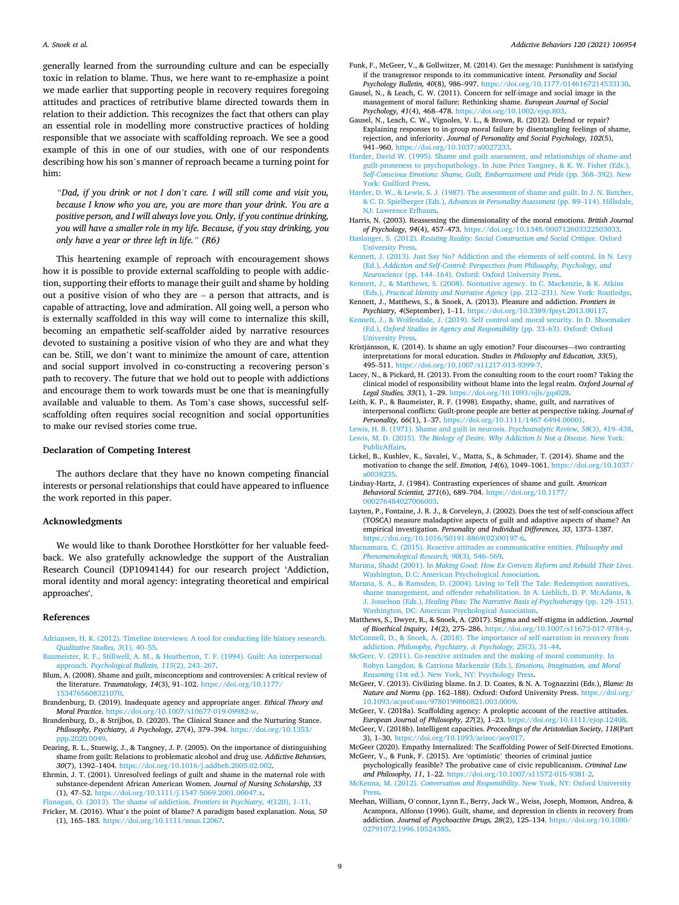generally learned from the surrounding culture and can be especially toxic in relation to blame. Thus, we here want to re-emphasize a point we made earlier that supporting people in recovery requires foregoing attitudes and practices of retributive blame directed towards them in relation to their addiction. This recognizes the fact that others can play an essential role in modelling more constructive practices of holding responsible that we associate with scaffolding reproach. We see a good example of this in one of our studies, with one of our respondents describing how his son's manner of reproach became a turning point for him:

> *"Dad, if you drink or not I don't care. I will still come and visit you, because I know who you are, you are more than your drink. You are a positive person, and I will always love you. Only, if you continue drinking, you will have a smaller role in my life. Because, if you stay drinking, you only have a year or three left in life." (R6)*

This heartening example of reproach with encouragement shows how it is possible to provide external scaffolding to people with addiction, supporting their efforts to manage their guilt and shame by holding out a positive vision of who they are – a person that attracts, and is capable of attracting, love and admiration. All going well, a person who is externally scaffolded in this way will come to internalize this skill, becoming an empathetic self-scaffolder aided by narrative resources devoted to sustaining a positive vision of who they are and what they can be. Still, we don't want to minimize the amount of care, attention and social support involved in co-constructing a recovering person's path to recovery. The future that we hold out to people with addictions and encourage them to work towards must be one that is meaningfully available and valuable to them. As Tom's case shows, successful self-scaffolding often requires social recognition and social opportunities to make our revised stories come true.

## Declaration of Competing Interest

The authors declare that they have no known competing financial interests or personal relationships that could have appeared to influence the work reported in this paper.

## Acknowledgments

We would like to thank Dorothee Horstkötter for her valuable feedback. We also gratefully acknowledge the support of the Australian Research Council (DP1094144) for our research project 'Addiction, moral identity and moral agency: integrating theoretical and empirical approaches'.

## References

Adriansen, H. K. (2012). Timeline interviews: A tool for conducting life history research. *Qualitative Studies, 3*(1), 40–55.

Baumeister, R. F., Stillwell, A. M., & Heatherton, T. F. (1994). Guilt: An interpersonal approach. *Psychological Bulletin, 115*(2), 243–267.

Blum, A. (2008). Shame and guilt, misconceptions and controversies: A critical review of the literature. *Traumatology, 14*(3), 91–102. https://doi.org/10.1177/1534765608321070.

Brandenburg, D. (2019). Inadequate agency and appropriate anger. *Ethical Theory and Moral Practice*. https://doi.org/10.1007/s10677-019-09982-w.

Brandenburg, D., & Strijbos, D. (2020). The Clinical Stance and the Nurturing Stance. *Philosophy, Psychiatry, & Psychology, 27*(4), 379–394. https://doi.org/10.1353/ppp.2020.0049.

Dearing, R. L., Stuewig, J., & Tangney, J. P. (2005). On the importance of distinguishing shame from guilt: Relations to problematic alcohol and drug use. *Addictive Behaviors, 30*(7), 1392–1404. https://doi.org/10.1016/j.addbeh.2005.02.002.

Ehrmin, J. T. (2001). Unresolved feelings of guilt and shame in the maternal role with substance-dependent African American Women. *Journal of Nursing Scholarship, 33* (1), 47–52. https://doi.org/10.1111/j.1547-5069.2001.00047.x.

Flanagan, O. (2013). The shame of addiction. *Frontiers in Psychiatry, 4*(120), 1–11.

Fricker, M. (2016). What's the point of blame? A paradigm based explanation. *Nous, 50* (1), 165–183. https://doi.org/10.1111/nous.12067.

Funk, F., McGeer, V., & Gollwitzer, M. (2014). Get the message: Punishment is satisfying if the transgressor responds to its communicative intent. *Personality and Social Psychology Bulletin, 40*(8), 986–997. https://doi.org/10.1177/0146167214533130.

Gausel, N., & Leach, C. W. (2011). Concern for self-image and social image in the management of moral failure: Rethinking shame. *European Journal of Social Psychology, 41*(4), 468–478. https://doi.org/10.1002/ejsp.803.

Gausel, N., Leach, C. W., Vignoles, V. L., & Brown, R. (2012). Defend or repair? Explaining responses to in-group moral failure by disentangling feelings of shame, rejection, and inferiority. *Journal of Personality and Social Psychology, 102*(5), 941–960. https://doi.org/10.1037/a0027233.

Harder, David W. (1995). Shame and guilt assessment, and relationships of shame-and guilt-proneness to psychopathology. In June Price Tangney, & K. W. Fisher (Eds.), *Self-Conscious Emotions: Shame, Guilt, Embarrassment and Pride* (pp. 368–392). New York: Guilford Press.

Harder, D. W., & Lewis, S. J. (1987). The assessment of shame and guilt. In J. N. Butcher, & C. D. Spielberger (Eds.), *Advances in Personality Assessment* (pp. 89–114). Hillsdale, NJ: Lawrence Erlbaum.

Harris, N. (2003). Reassessing the dimensionality of the moral emotions. *British Journal of Psychology, 94*(4), 457–473. https://doi.org/10.1348/000712603322503033.

Haslanger, S. (2012). *Resisting Reality: Social Construction and Social Critique*. Oxford University Press.

Kennett, J. (2013). Just Say No? Addiction and the elements of self-control. In N. Levy (Ed.), *Addiction and Self-Control: Perspectives from Philosophy, Psychology, and Neuroscience* (pp. 144–164). Oxford: Oxford University Press.

Kennett, J., & Matthews, S. (2008). Normative agency. In C. Mackenzie, & K. Atkins (Eds.), *Practical Identity and Narrative Agency* (pp. 212–231). New York: Routledge.

Kennett, J., Matthews, S., & Snoek, A. (2013). Pleasure and addiction. *Frontiers in Psychiatry, 4*(September), 1–11. https://doi.org/10.3389/fpsyt.2013.00117.

Kennett, J., & Wolfendale, J. (2019). Self control and moral security. In D. Shoemaker (Ed.), *Oxford Studies in Agency and Responsibility* (pp. 33–63). Oxford: Oxford University Press.

Kristjánsson, K. (2014). Is shame an ugly emotion? Four discourses—two contrasting interpretations for moral education. *Studies in Philosophy and Education, 33*(5), 495–511. https://doi.org/10.1007/s11217-013-9399-7.

Lacey, N., & Pickard, H. (2013). From the consulting room to the court room? Taking the clinical model of responsibility without blame into the legal realm. *Oxford Journal of Legal Studies, 33*(1), 1–29. https://doi.org/10.1093/ojls/gqs028.

Leith, K. P., & Baumeister, R. F. (1998). Empathy, shame, guilt, and narratives of interpersonal conflicts: Guilt-prone people are better at perspective taking. *Journal of Personality, 66*(1), 1–37. https://doi.org/10.1111/1467-6494.00001.

Lewis, H. B. (1971). Shame and guilt in neurosis. *Psychoanalytic Review, 58*(3), 419–438.

Lewis, M. D. (2015). *The Biology of Desire. Why Addiction Is Not a Disease*. New York: PublicAffairs.

Lickel, B., Kushlev, K., Savalei, V., Matta, S., & Schmader, T. (2014). Shame and the motivation to change the self. *Emotion, 14*(6), 1049–1061. https://doi.org/10.1037/a0038235.

Lindsay-Hartz, J. (1984). Contrasting experiences of shame and guilt. *American Behavioral Scientist, 271*(6), 689–704. https://doi.org/10.1177/000276484027006003.

Luyten, P., Fontaine, J. R. J., & Corveleyn, J. (2002). Does the test of self-conscious affect (TOSCA) measure maladaptive aspects of guilt and adaptive aspects of shame? An empirical investigation. *Personality and Individual Differences, 33*, 1373–1387. https://doi.org/10.1016/S0191-8869(02)00197-6.

Macnamara, C. (2015). Reactive attitudes as communicative entities. *Philosophy and Phenomenological Research, 90*(3), 546–569.

Maruna, Shadd (2001). In *Making Good: How Ex-Convicts Reform and Rebuild Their Lives*. Washington, D.C: American Psychological Association.

Maruna, S. A., & Ramsden, D. (2004). Living to Tell The Tale: Redemption narratives, shame management, and offender rehabilitation. In A. Lieblich, D. P. McAdams, & J. Josselson (Eds.), *Healing Plots: The Narrative Basis of Psychotherapy* (pp. 129–151). Washington, DC: American Psychological Association.

Matthews, S., Dwyer, R., & Snoek, A. (2017). Stigma and self-stigma in addiction. *Journal of Bioethical Inquiry, 14*(2), 275–286. https://doi.org/10.1007/s11673-017-9784-y.

McConnell, D., & Snoek, A. (2018). The importance of self-narration in recovery from addiction. *Philosophy, Psychiatry, & Psychology, 25*(3), 31–44.

McGeer, V. (2011). Co-reactive attitudes and the making of moral community. In Robyn Langdon, & Catriona Mackenzie (Eds.), *Emotions, Imagination, and Moral Reasoning* (1st ed.). New York, NY: Psychology Press.

McGeer, V. (2013). Civilizing blame. In J. D. Coates, & N. A. Tognazzini (Eds.), *Blame: Its Nature and Norms* (pp. 162–188). Oxford: Oxford University Press. https://doi.org/10.1093/acprof:oso/9780199860821.003.0009.

McGeer, V. (2018a). Scaffolding agency: A proleptic account of the reactive attitudes. *European Journal of Philosophy, 27*(2), 1–23. https://doi.org/10.1111/ejop.12408.

McGeer, V. (2018b). Intelligent capacities. *Proceedings of the Aristotelian Society, 118*(Part 3), 1–30. https://doi.org/10.1093/arisoc/aoy017.

McGeer (2020). Empathy Internalized: The Scaffolding Power of Self-Directed Emotions.

McGeer, V., & Funk, F. (2015). Are 'optimistic' theories of criminal justice psychologically feasible? The probative case of civic republicanism. *Criminal Law and Philosophy, 11*, 1–22. https://doi.org/10.1007/s11572-015-9381-2.

McKenna, M. (2012). *Conversation and Responsibility*. New York, NY: Oxford University Press.

Meehan, William, O'connor, Lynn E., Berry, Jack W., Weiss, Joseph, Momson, Andrea, & Acampora, Alfonso (1996). Guilt, shame, and depression in clients in recovery from addiction. *Journal of Psychoactive Drugs, 28*(2), 125–134. https://doi.org/10.1080/02791072.1996.10524385.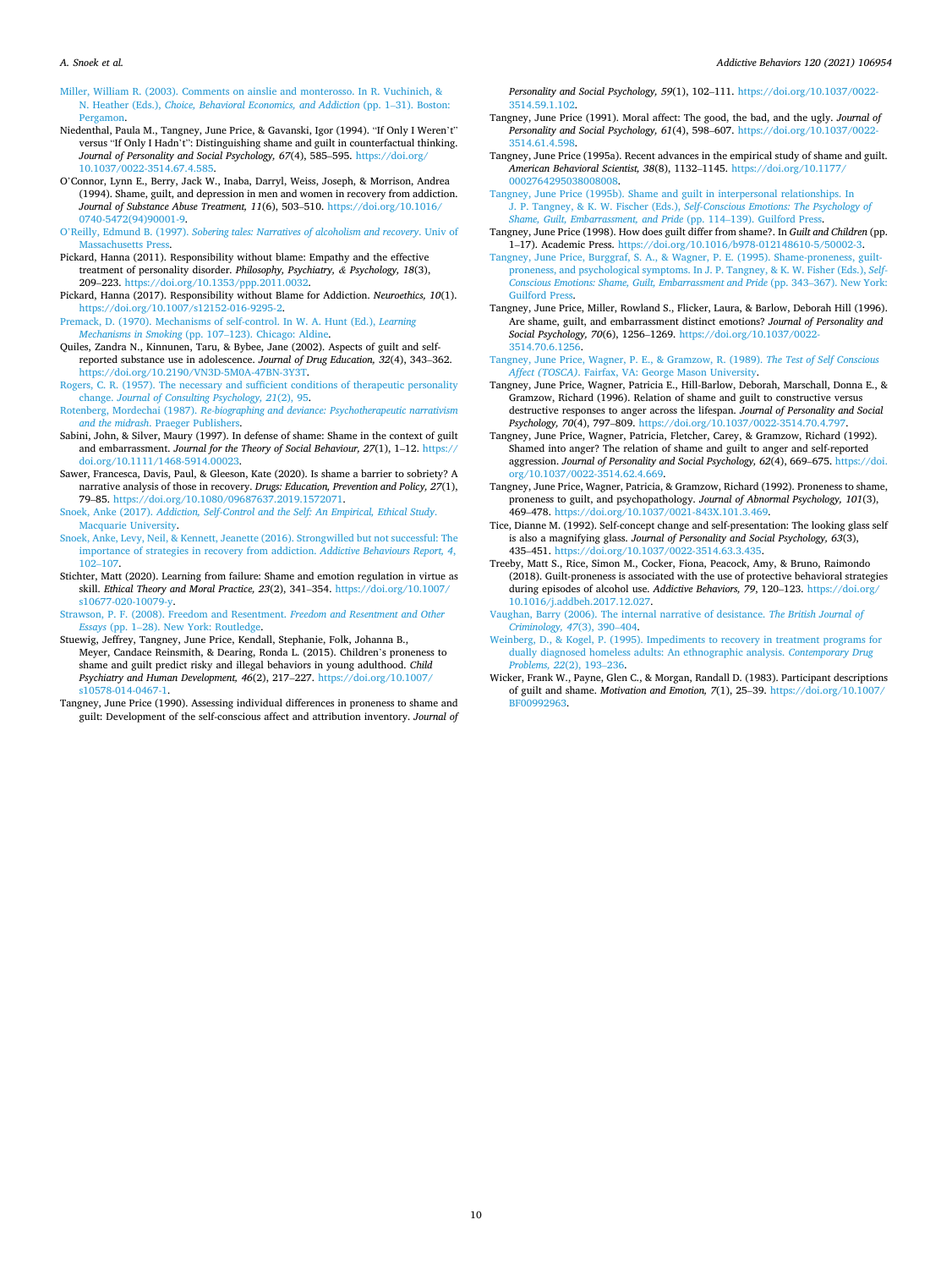Miller, William R. (2003). Comments on ainslie and monterosso. In R. Vuchinich, & N. Heather (Eds.), *Choice, Behavioral Economics, and Addiction* (pp. 1–31). Boston: Pergamon.

Niedenthal, Paula M., Tangney, June Price, & Gavanski, Igor (1994). "If Only I Weren't" versus "If Only I Hadn't": Distinguishing shame and guilt in counterfactual thinking. *Journal of Personality and Social Psychology, 67*(4), 585–595. https://doi.org/10.1037/0022-3514.67.4.585.

O'Connor, Lynn E., Berry, Jack W., Inaba, Darryl, Weiss, Joseph, & Morrison, Andrea (1994). Shame, guilt, and depression in men and women in recovery from addiction. *Journal of Substance Abuse Treatment, 11*(6), 503–510. https://doi.org/10.1016/0740-5472(94)90001-9.

O'Reilly, Edmund B. (1997). *Sobering tales: Narratives of alcoholism and recovery*. Univ of Massachusetts Press.

Pickard, Hanna (2011). Responsibility without blame: Empathy and the effective treatment of personality disorder. *Philosophy, Psychiatry, & Psychology, 18*(3), 209–223. https://doi.org/10.1353/ppp.2011.0032.

Pickard, Hanna (2017). Responsibility without Blame for Addiction. *Neuroethics, 10*(1). https://doi.org/10.1007/s12152-016-9295-2.

Premack, D. (1970). Mechanisms of self-control. In W. A. Hunt (Ed.), *Learning Mechanisms in Smoking* (pp. 107–123). Chicago: Aldine.

Quiles, Zandra N., Kinnunen, Taru, & Bybee, Jane (2002). Aspects of guilt and self-reported substance use in adolescence. *Journal of Drug Education, 32*(4), 343–362. https://doi.org/10.2190/VN3D-5M0A-47BN-3Y3T.

Rogers, C. R. (1957). The necessary and sufficient conditions of therapeutic personality change. *Journal of Consulting Psychology, 21*(2), 95.

Rotenberg, Mordechai (1987). *Re-biographing and deviance: Psychotherapeutic narrativism and the midrash*. Praeger Publishers.

Sabini, John, & Silver, Maury (1997). In defense of shame: Shame in the context of guilt and embarrassment. *Journal for the Theory of Social Behaviour, 27*(1), 1–12. https://doi.org/10.1111/1468-5914.00023.

Sawer, Francesca, Davis, Paul, & Gleeson, Kate (2020). Is shame a barrier to sobriety? A narrative analysis of those in recovery. *Drugs: Education, Prevention and Policy, 27*(1), 79–85. https://doi.org/10.1080/09687637.2019.1572071.

Snoek, Anke (2017). *Addiction, Self-Control and the Self: An Empirical, Ethical Study*. Macquarie University.

Snoek, Anke, Levy, Neil, & Kennett, Jeanette (2016). Strongwilled but not successful: The importance of strategies in recovery from addiction. *Addictive Behaviours Report, 4*, 102–107.

Stichter, Matt (2020). Learning from failure: Shame and emotion regulation in virtue as skill. *Ethical Theory and Moral Practice, 23*(2), 341–354. https://doi.org/10.1007/s10677-020-10079-y.

Strawson, P. F. (2008). Freedom and Resentment. *Freedom and Resentment and Other Essays* (pp. 1–28). New York: Routledge.

Stuewig, Jeffrey, Tangney, June Price, Kendall, Stephanie, Folk, Johanna B., Meyer, Candace Reinsmith, & Dearing, Ronda L. (2015). Children's proneness to shame and guilt predict risky and illegal behaviors in young adulthood. *Child Psychiatry and Human Development, 46*(2), 217–227. https://doi.org/10.1007/s10578-014-0467-1.

Tangney, June Price (1990). Assessing individual differences in proneness to shame and guilt: Development of the self-conscious affect and attribution inventory. *Journal of Personality and Social Psychology, 59*(1), 102–111. https://doi.org/10.1037/0022-3514.59.1.102.

Tangney, June Price (1991). Moral affect: The good, the bad, and the ugly. *Journal of Personality and Social Psychology, 61*(4), 598–607. https://doi.org/10.1037/0022-3514.61.4.598.

Tangney, June Price (1995a). Recent advances in the empirical study of shame and guilt. *American Behavioral Scientist, 38*(8), 1132–1145. https://doi.org/10.1177/0002764295038008008.

Tangney, June Price (1995b). Shame and guilt in interpersonal relationships. In J. P. Tangney, & K. W. Fischer (Eds.), *Self-Conscious Emotions: The Psychology of Shame, Guilt, Embarrassment, and Pride* (pp. 114–139). Guilford Press.

Tangney, June Price (1998). How does guilt differ from shame?. In *Guilt and Children* (pp. 1–17). Academic Press. https://doi.org/10.1016/b978-012148610-5/50002-3.

Tangney, June Price, Burggraf, S. A., & Wagner, P. E. (1995). Shame-proneness, guilt-proneness, and psychological symptoms. In J. P. Tangney, & K. W. Fisher (Eds.), *Self-Conscious Emotions: Shame, Guilt, Embarrassment and Pride* (pp. 343–367). New York: Guilford Press.

Tangney, June Price, Miller, Rowland S., Flicker, Laura, & Barlow, Deborah Hill (1996). Are shame, guilt, and embarrassment distinct emotions? *Journal of Personality and Social Psychology, 70*(6), 1256–1269. https://doi.org/10.1037/0022-3514.70.6.1256.

Tangney, June Price, Wagner, P. E., & Gramzow, R. (1989). *The Test of Self Conscious Affect (TOSCA)*. Fairfax, VA: George Mason University.

Tangney, June Price, Wagner, Patricia E., Hill-Barlow, Deborah, Marschall, Donna E., & Gramzow, Richard (1996). Relation of shame and guilt to constructive versus destructive responses to anger across the lifespan. *Journal of Personality and Social Psychology, 70*(4), 797–809. https://doi.org/10.1037/0022-3514.70.4.797.

Tangney, June Price, Wagner, Patricia, Fletcher, Carey, & Gramzow, Richard (1992). Shamed into anger? The relation of shame and guilt to anger and self-reported aggression. *Journal of Personality and Social Psychology, 62*(4), 669–675. https://doi.org/10.1037/0022-3514.62.4.669.

Tangney, June Price, Wagner, Patricia, & Gramzow, Richard (1992). Proneness to shame, proneness to guilt, and psychopathology. *Journal of Abnormal Psychology, 101*(3), 469–478. https://doi.org/10.1037/0021-843X.101.3.469.

Tice, Dianne M. (1992). Self-concept change and self-presentation: The looking glass self is also a magnifying glass. *Journal of Personality and Social Psychology, 63*(3), 435–451. https://doi.org/10.1037/0022-3514.63.3.435.

Treeby, Matt S., Rice, Simon M., Cocker, Fiona, Peacock, Amy, & Bruno, Raimondo (2018). Guilt-proneness is associated with the use of protective behavioral strategies during episodes of alcohol use. *Addictive Behaviors, 79*, 120–123. https://doi.org/10.1016/j.addbeh.2017.12.027.

Vaughan, Barry (2006). The internal narrative of desistance. *The British Journal of Criminology, 47*(3), 390–404.

Weinberg, D., & Kogel, P. (1995). Impediments to recovery in treatment programs for dually diagnosed homeless adults: An ethnographic analysis. *Contemporary Drug Problems, 22*(2), 193–236.

Wicker, Frank W., Payne, Glen C., & Morgan, Randall D. (1983). Participant descriptions of guilt and shame. *Motivation and Emotion, 7*(1), 25–39. https://doi.org/10.1007/BF00992963.